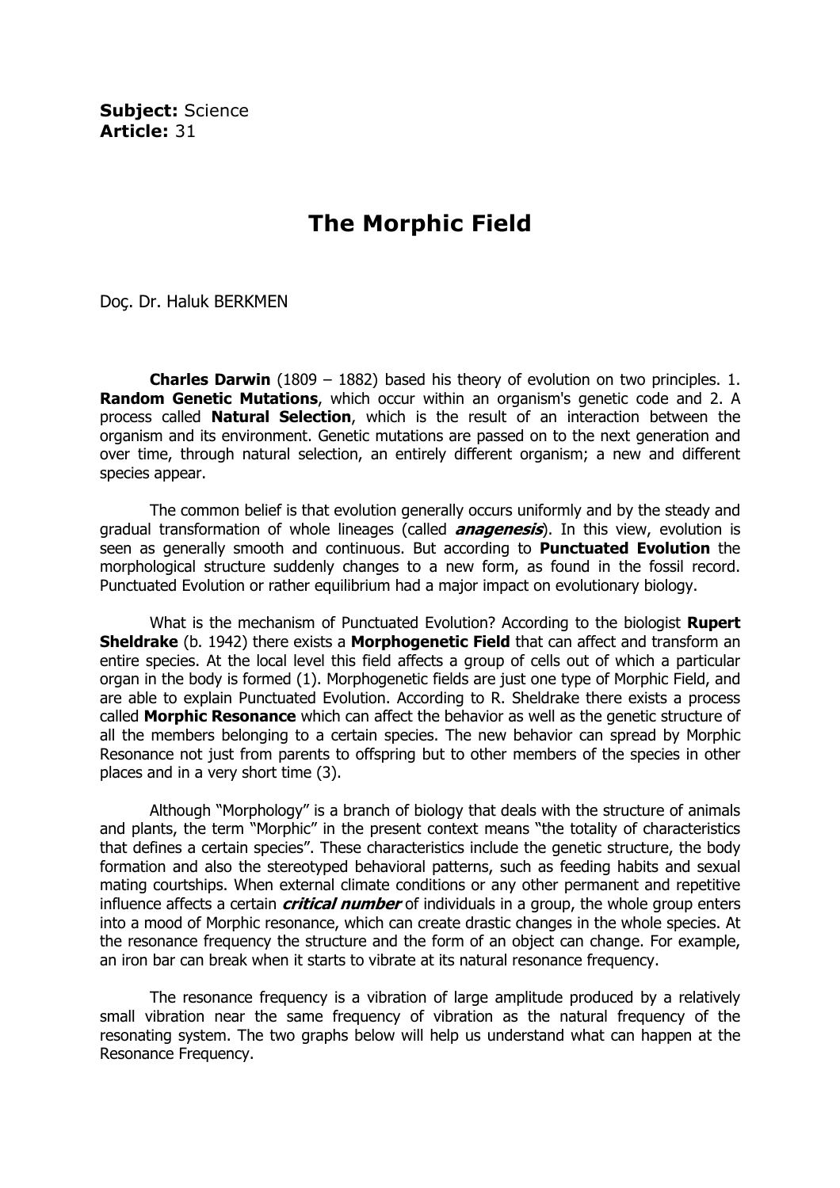**Subject:** Science
**Article:** 31

# The Morphic Field

Doç. Dr. Haluk BERKMEN

**Charles Darwin** (1809 – 1882) based his theory of evolution on two principles. 1. **Random Genetic Mutations**, which occur within an organism's genetic code and 2. A process called **Natural Selection**, which is the result of an interaction between the organism and its environment. Genetic mutations are passed on to the next generation and over time, through natural selection, an entirely different organism; a new and different species appear.

The common belief is that evolution generally occurs uniformly and by the steady and gradual transformation of whole lineages (called ***anagenesis***). In this view, evolution is seen as generally smooth and continuous. But according to **Punctuated Evolution** the morphological structure suddenly changes to a new form, as found in the fossil record. Punctuated Evolution or rather equilibrium had a major impact on evolutionary biology.

What is the mechanism of Punctuated Evolution? According to the biologist **Rupert Sheldrake** (b. 1942) there exists a **Morphogenetic Field** that can affect and transform an entire species. At the local level this field affects a group of cells out of which a particular organ in the body is formed (1). Morphogenetic fields are just one type of Morphic Field, and are able to explain Punctuated Evolution. According to R. Sheldrake there exists a process called **Morphic Resonance** which can affect the behavior as well as the genetic structure of all the members belonging to a certain species. The new behavior can spread by Morphic Resonance not just from parents to offspring but to other members of the species in other places and in a very short time (3).

Although "Morphology" is a branch of biology that deals with the structure of animals and plants, the term "Morphic" in the present context means "the totality of characteristics that defines a certain species". These characteristics include the genetic structure, the body formation and also the stereotyped behavioral patterns, such as feeding habits and sexual mating courtships. When external climate conditions or any other permanent and repetitive influence affects a certain ***critical number*** of individuals in a group, the whole group enters into a mood of Morphic resonance, which can create drastic changes in the whole species. At the resonance frequency the structure and the form of an object can change. For example, an iron bar can break when it starts to vibrate at its natural resonance frequency.

The resonance frequency is a vibration of large amplitude produced by a relatively small vibration near the same frequency of vibration as the natural frequency of the resonating system. The two graphs below will help us understand what can happen at the Resonance Frequency.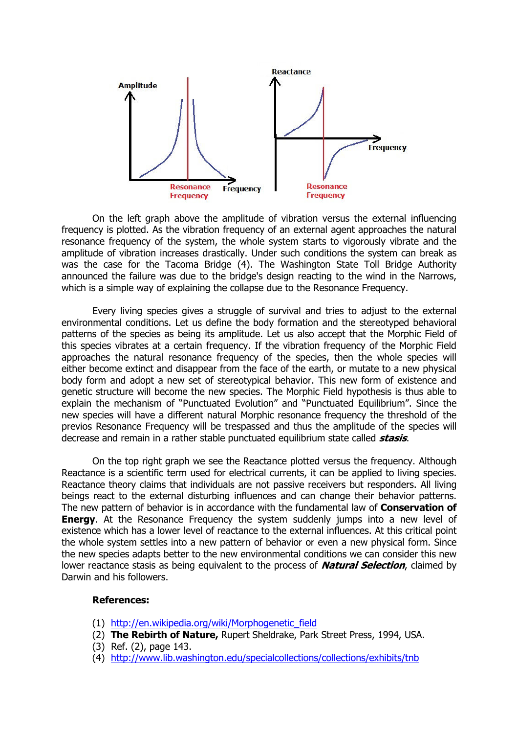Amplitude

Resonance Frequency

Frequency

Reactance

Frequency

Resonance Frequency

On the left graph above the amplitude of vibration versus the external influencing frequency is plotted. As the vibration frequency of an external agent approaches the natural resonance frequency of the system, the whole system starts to vigorously vibrate and the amplitude of vibration increases drastically. Under such conditions the system can break as was the case for the Tacoma Bridge (4). The Washington State Toll Bridge Authority announced the failure was due to the bridge's design reacting to the wind in the Narrows, which is a simple way of explaining the collapse due to the Resonance Frequency.

Every living species gives a struggle of survival and tries to adjust to the external environmental conditions. Let us define the body formation and the stereotyped behavioral patterns of the species as being its amplitude. Let us also accept that the Morphic Field of this species vibrates at a certain frequency. If the vibration frequency of the Morphic Field approaches the natural resonance frequency of the species, then the whole species will either become extinct and disappear from the face of the earth, or mutate to a new physical body form and adopt a new set of stereotypical behavior. This new form of existence and genetic structure will become the new species. The Morphic Field hypothesis is thus able to explain the mechanism of "Punctuated Evolution" and "Punctuated Equilibrium". Since the new species will have a different natural Morphic resonance frequency the threshold of the previos Resonance Frequency will be trespassed and thus the amplitude of the species will decrease and remain in a rather stable punctuated equilibrium state called ***stasis***.

On the top right graph we see the Reactance plotted versus the frequency. Although Reactance is a scientific term used for electrical currents, it can be applied to living species. Reactance theory claims that individuals are not passive receivers but responders. All living beings react to the external disturbing influences and can change their behavior patterns. The new pattern of behavior is in accordance with the fundamental law of **Conservation of Energy**. At the Resonance Frequency the system suddenly jumps into a new level of existence which has a lower level of reactance to the external influences. At this critical point the whole system settles into a new pattern of behavior or even a new physical form. Since the new species adapts better to the new environmental conditions we can consider this new lower reactance stasis as being equivalent to the process of ***Natural Selection***, claimed by Darwin and his followers.

**References:**

(1) http://en.wikipedia.org/wiki/Morphogenetic_field
(2) **The Rebirth of Nature,** Rupert Sheldrake, Park Street Press, 1994, USA.
(3) Ref. (2), page 143.
(4) http://www.lib.washington.edu/specialcollections/collections/exhibits/tnb